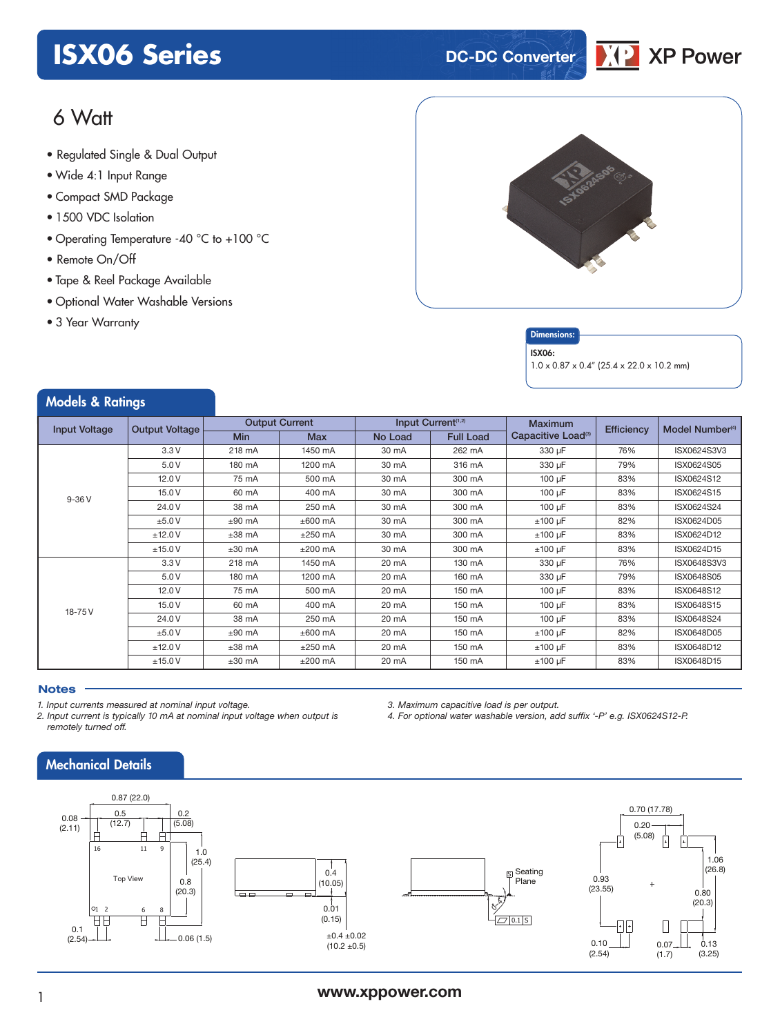# ISX06 Series

DC-DC Converter

XP Power

## 6 Watt

- Regulated Single & Dual Output
- Wide 4:1 Input Range
- Compact SMD Package
- 1500 VDC Isolation
- Operating Temperature -40 °C to +100 °C
- Remote On/Off
- Tape & Reel Package Available
- Optional Water Washable Versions
- 3 Year Warranty

**Dimensions:**

**ISX06:**
1.0 x 0.87 x 0.4" (25.4 x 22.0 x 10.2 mm)

## Models & Ratings

| Input Voltage | Output Voltage | Output Current | | Input Current[1,2] | | Maximum Capacitive Load[3] | Efficiency | Model Number[4] |
|---|---|---|---|---|---|---|---|---|
| | | Min | Max | No Load | Full Load | | | |
| 9-36 V | 3.3 V | 218 mA | 1450 mA | 30 mA | 262 mA | 330 µF | 76% | ISX0624S3V3 |
| | 5.0 V | 180 mA | 1200 mA | 30 mA | 316 mA | 330 µF | 79% | ISX0624S05 |
| | 12.0 V | 75 mA | 500 mA | 30 mA | 300 mA | 100 µF | 83% | ISX0624S12 |
| | 15.0 V | 60 mA | 400 mA | 30 mA | 300 mA | 100 µF | 83% | ISX0624S15 |
| | 24.0 V | 38 mA | 250 mA | 30 mA | 300 mA | 100 µF | 83% | ISX0624S24 |
| | ±5.0 V | ±90 mA | ±600 mA | 30 mA | 300 mA | ±100 µF | 82% | ISX0624D05 |
| | ±12.0 V | ±38 mA | ±250 mA | 30 mA | 300 mA | ±100 µF | 83% | ISX0624D12 |
| | ±15.0 V | ±30 mA | ±200 mA | 30 mA | 300 mA | ±100 µF | 83% | ISX0624D15 |
| 18-75 V | 3.3 V | 218 mA | 1450 mA | 20 mA | 130 mA | 330 µF | 76% | ISX0648S3V3 |
| | 5.0 V | 180 mA | 1200 mA | 20 mA | 160 mA | 330 µF | 79% | ISX0648S05 |
| | 12.0 V | 75 mA | 500 mA | 20 mA | 150 mA | 100 µF | 83% | ISX0648S12 |
| | 15.0 V | 60 mA | 400 mA | 20 mA | 150 mA | 100 µF | 83% | ISX0648S15 |
| | 24.0 V | 38 mA | 250 mA | 20 mA | 150 mA | 100 µF | 83% | ISX0648S24 |
| | ±5.0 V | ±90 mA | ±600 mA | 20 mA | 150 mA | ±100 µF | 82% | ISX0648D05 |
| | ±12.0 V | ±38 mA | ±250 mA | 20 mA | 150 mA | ±100 µF | 83% | ISX0648D12 |
| | ±15.0 V | ±30 mA | ±200 mA | 20 mA | 150 mA | ±100 µF | 83% | ISX0648D15 |

### Notes

1. *Input currents measured at nominal input voltage.*
2. *Input current is typically 10 mA at nominal input voltage when output is remotely turned off.*
3. *Maximum capacitive load is per output.*
4. *For optional water washable version, add suffix '-P' e.g. ISX0624S12-P.*

## Mechanical Details

0.87 (22.0)
0.08 (2.11)
0.5 (12.7)
0.2 (5.08)
1.0 (25.4)
0.8 (20.3)
Top View
16 11 9
1 2 6 8
0.1 (2.54)
0.06 (1.5)

0.4 (10.05)
0.01 (0.15)
±0.4 ±0.02 (10.2 ±0.5)

Seating Plane
0.1 S

0.70 (17.78)
0.20 (5.08)
1.06 (26.8)
0.93 (23.55)
0.80 (20.3)
0.10 (2.54)
0.07 (1.7)
0.13 (3.25)

www.xppower.com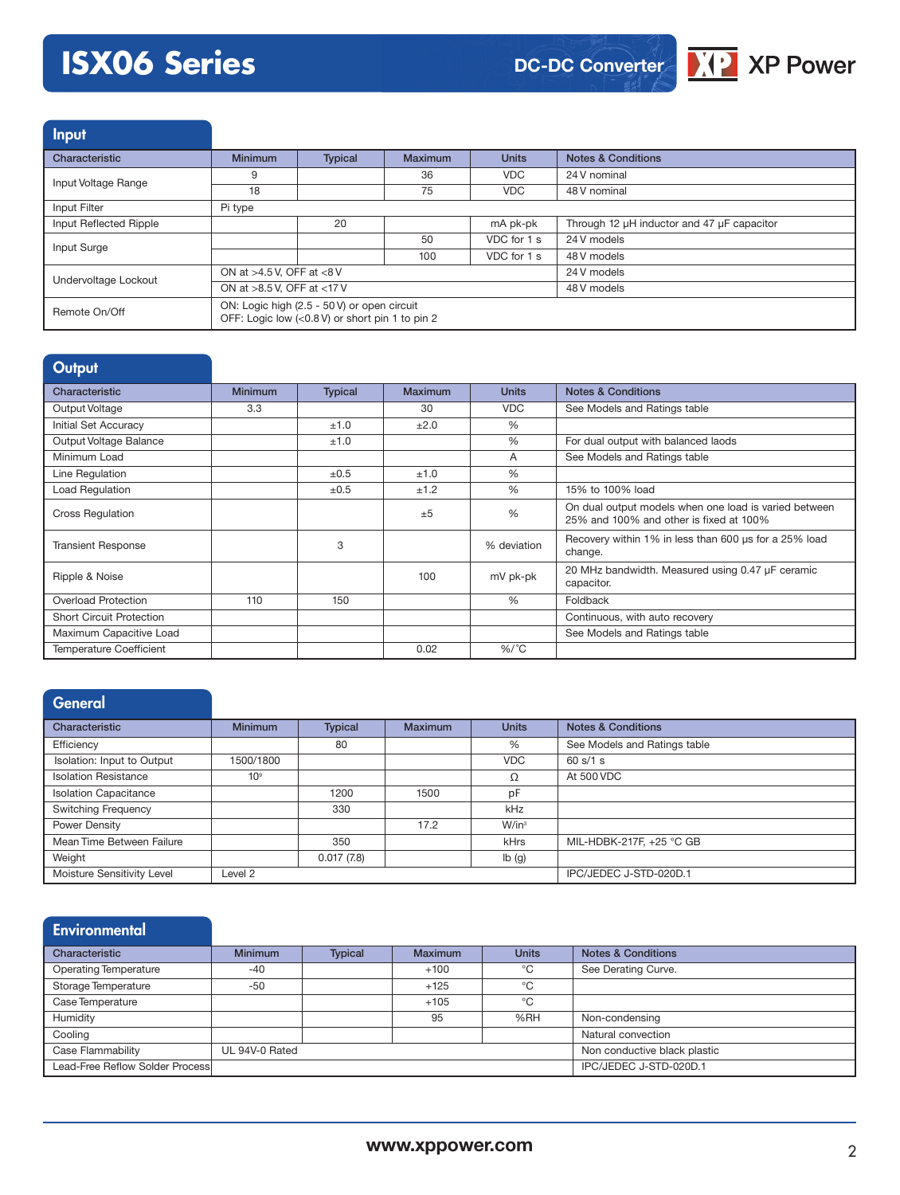## Input

| Characteristic | Minimum | Typical | Maximum | Units | Notes & Conditions |
|---|---|---|---|---|---|
| Input Voltage Range | 9 | | 36 | VDC | 24 V nominal |
| | 18 | | 75 | VDC | 48 V nominal |
| Input Filter | Pi type | | | | |
| Input Reflected Ripple | | 20 | | mA pk-pk | Through 12 µH inductor and 47 µF capacitor |
| Input Surge | | | 50 | VDC for 1 s | 24 V models |
| | | | 100 | VDC for 1 s | 48 V models |
| Undervoltage Lockout | ON at >4.5 V, OFF at <8 V | | | | 24 V models |
| | ON at >8.5 V, OFF at <17 V | | | | 48 V models |
| Remote On/Off | ON: Logic high (2.5 - 50 V) or open circuit<br>OFF: Logic low (<0.8 V) or short pin 1 to pin 2 | | | | |

## Output

| Characteristic | Minimum | Typical | Maximum | Units | Notes & Conditions |
|---|---|---|---|---|---|
| Output Voltage | 3.3 | | 30 | VDC | See Models and Ratings table |
| Initial Set Accuracy | | ±1.0 | ±2.0 | % | |
| Output Voltage Balance | | ±1.0 | | % | For dual output with balanced laods |
| Minimum Load | | | | A | See Models and Ratings table |
| Line Regulation | | ±0.5 | ±1.0 | % | |
| Load Regulation | | ±0.5 | ±1.2 | % | 15% to 100% load |
| Cross Regulation | | | ±5 | % | On dual output models when one load is varied between 25% and 100% and other is fixed at 100% |
| Transient Response | | 3 | | % deviation | Recovery within 1% in less than 600 µs for a 25% load change. |
| Ripple & Noise | | | 100 | mV pk-pk | 20 MHz bandwidth. Measured using 0.47 µF ceramic capacitor. |
| Overload Protection | 110 | 150 | | % | Foldback |
| Short Circuit Protection | | | | | Continuous, with auto recovery |
| Maximum Capacitive Load | | | | | See Models and Ratings table |
| Temperature Coefficient | | | 0.02 | %/˚C | |

## General

| Characteristic | Minimum | Typical | Maximum | Units | Notes & Conditions |
|---|---|---|---|---|---|
| Efficiency | | 80 | | % | See Models and Ratings table |
| Isolation: Input to Output | 1500/1800 | | | VDC | 60 s/1 s |
| Isolation Resistance | $10^9$ | | | Ω | At 500 VDC |
| Isolation Capacitance | | 1200 | 1500 | pF | |
| Switching Frequency | | 330 | | kHz | |
| Power Density | | | 17.2 | W/in³ | |
| Mean Time Between Failure | | 350 | | kHrs | MIL-HDBK-217F, +25 °C GB |
| Weight | | 0.017 (7.8) | | lb (g) | |
| Moisture Sensitivity Level | Level 2 | | | | IPC/JEDEC J-STD-020D.1 |

## Environmental

| Characteristic | Minimum | Typical | Maximum | Units | Notes & Conditions |
|---|---|---|---|---|---|
| Operating Temperature | -40 | | +100 | °C | See Derating Curve. |
| Storage Temperature | -50 | | +125 | °C | |
| Case Temperature | | | +105 | °C | |
| Humidity | | | 95 | %RH | Non-condensing |
| Cooling | | | | | Natural convection |
| Case Flammability | UL 94V-0 Rated | | | | Non conductive black plastic |
| Lead-Free Reflow Solder Process | | | | | IPC/JEDEC J-STD-020D.1 |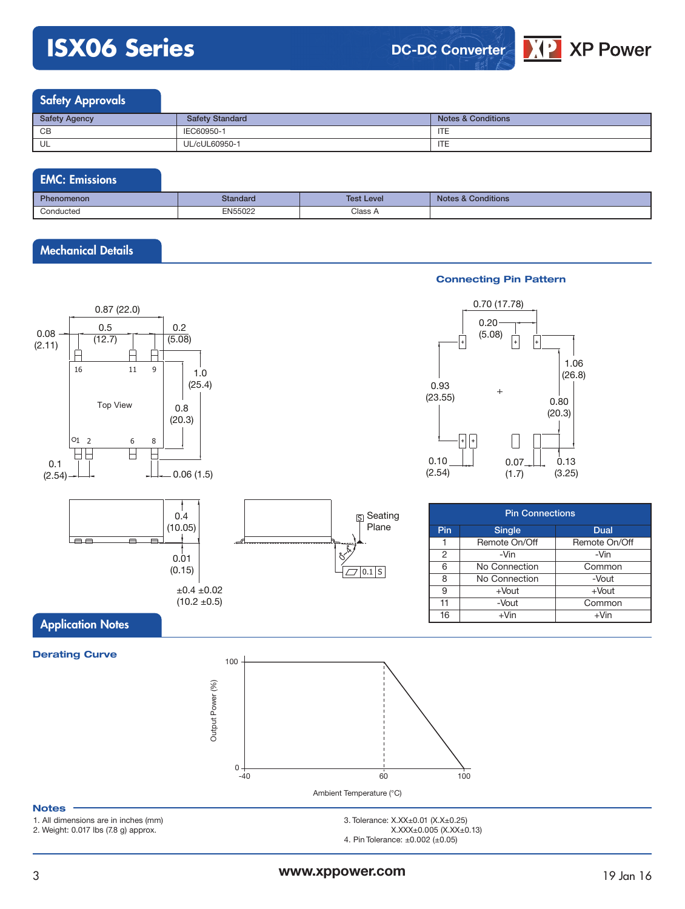## Safety Approvals

| Safety Agency | Safety Standard | Notes & Conditions |
|---|---|---|
| CB | IEC60950-1 | ITE |
| UL | UL/cUL60950-1 | ITE |

## EMC: Emissions

| Phenomenon | Standard | Test Level | Notes & Conditions |
|---|---|---|---|
| Conducted | EN55022 | Class A | |

## Mechanical Details

0.87 (22.0)
0.08 (2.11)
0.5 (12.7)
0.2 (5.08)
16 11 9
1.0 (25.4)
Top View
0.8 (20.3)
1 2 6 8
0.1 (2.54)
0.06 (1.5)
0.4 (10.05)
0.01 (0.15)
±0.4 ±0.02 (10.2 ±0.5)
S Seating Plane
0.1 S

### Connecting Pin Pattern

0.70 (17.78)
0.20 (5.08)
1.06 (26.8)
0.93 (23.55)
0.80 (20.3)
0.10 (2.54)
0.07 (1.7)
0.13 (3.25)

| Pin Connections | | |
|---|---|---|
| Pin | Single | Dual |
| 1 | Remote On/Off | Remote On/Off |
| 2 | -Vin | -Vin |
| 6 | No Connection | Common |
| 8 | No Connection | -Vout |
| 9 | +Vout | +Vout |
| 11 | -Vout | Common |
| 16 | +Vin | +Vin |

## Application Notes

### Derating Curve

Output Power (%)
100
0
-40
60
100
Ambient Temperature (°C)

### Notes

1. All dimensions are in inches (mm)
2. Weight: 0.017 lbs (7.8 g) approx.
3. Tolerance: X.XX±0.01 (X.X±0.25)
   X.XXX±0.005 (X.XX±0.13)
4. Pin Tolerance: ±0.002 (±0.05)